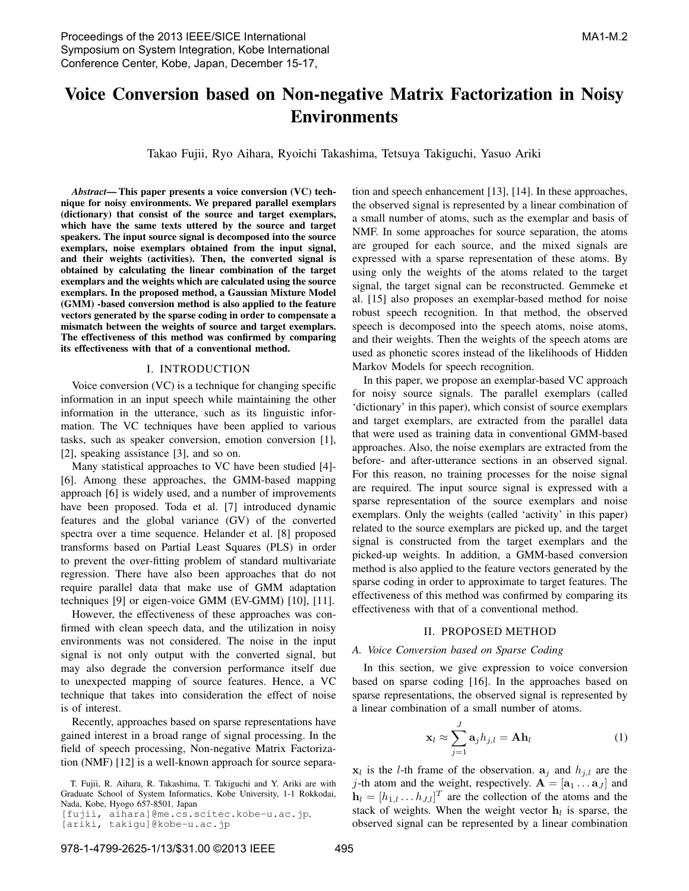# Voice Conversion based on Non-negative Matrix Factorization in Noisy Environments

Takao Fujii, Ryo Aihara, Ryoichi Takashima, Tetsuya Takiguchi, Yasuo Ariki

***Abstract*— This paper presents a voice conversion (VC) technique for noisy environments. We prepared parallel exemplars (dictionary) that consist of the source and target exemplars, which have the same texts uttered by the source and target speakers. The input source signal is decomposed into the source exemplars, noise exemplars obtained from the input signal, and their weights (activities). Then, the converted signal is obtained by calculating the linear combination of the target exemplars and the weights which are calculated using the source exemplars. In the proposed method, a Gaussian Mixture Model (GMM) -based conversion method is also applied to the feature vectors generated by the sparse coding in order to compensate a mismatch between the weights of source and target exemplars. The effectiveness of this method was confirmed by comparing its effectiveness with that of a conventional method.**

## I. INTRODUCTION

Voice conversion (VC) is a technique for changing specific information in an input speech while maintaining the other information in the utterance, such as its linguistic information. The VC techniques have been applied to various tasks, such as speaker conversion, emotion conversion [1], [2], speaking assistance [3], and so on.

Many statistical approaches to VC have been studied [4]-[6]. Among these approaches, the GMM-based mapping approach [6] is widely used, and a number of improvements have been proposed. Toda et al. [7] introduced dynamic features and the global variance (GV) of the converted spectra over a time sequence. Helander et al. [8] proposed transforms based on Partial Least Squares (PLS) in order to prevent the over-fitting problem of standard multivariate regression. There have also been approaches that do not require parallel data that make use of GMM adaptation techniques [9] or eigen-voice GMM (EV-GMM) [10], [11].

However, the effectiveness of these approaches was confirmed with clean speech data, and the utilization in noisy environments was not considered. The noise in the input signal is not only output with the converted signal, but may also degrade the conversion performance itself due to unexpected mapping of source features. Hence, a VC technique that takes into consideration the effect of noise is of interest.

Recently, approaches based on sparse representations have gained interest in a broad range of signal processing. In the field of speech processing, Non-negative Matrix Factorization (NMF) [12] is a well-known approach for source separation and speech enhancement [13], [14]. In these approaches, the observed signal is represented by a linear combination of a small number of atoms, such as the exemplar and basis of NMF. In some approaches for source separation, the atoms are grouped for each source, and the mixed signals are expressed with a sparse representation of these atoms. By using only the weights of the atoms related to the target signal, the target signal can be reconstructed. Gemmeke et al. [15] also proposes an exemplar-based method for noise robust speech recognition. In that method, the observed speech is decomposed into the speech atoms, noise atoms, and their weights. Then the weights of the speech atoms are used as phonetic scores instead of the likelihoods of Hidden Markov Models for speech recognition.

In this paper, we propose an exemplar-based VC approach for noisy source signals. The parallel exemplars (called 'dictionary' in this paper), which consist of source exemplars and target exemplars, are extracted from the parallel data that were used as training data in conventional GMM-based approaches. Also, the noise exemplars are extracted from the before- and after-utterance sections in an observed signal. For this reason, no training processes for the noise signal are required. The input source signal is expressed with a sparse representation of the source exemplars and noise exemplars. Only the weights (called 'activity' in this paper) related to the source exemplars are picked up, and the target signal is constructed from the target exemplars and the picked-up weights. In addition, a GMM-based conversion method is also applied to the feature vectors generated by the sparse coding in order to approximate to target features. The effectiveness of this method was confirmed by comparing its effectiveness with that of a conventional method.

## II. PROPOSED METHOD

### A. Voice Conversion based on Sparse Coding

In this section, we give expression to voice conversion based on sparse coding [16]. In the approaches based on sparse representations, the observed signal is represented by a linear combination of a small number of atoms.

$$\mathbf{x}_l \approx \sum_{j=1}^{J} \mathbf{a}_j h_{j,l} = \mathbf{A}\mathbf{h}_l \tag{1}$$

$\mathbf{x}_l$ is the $l$-th frame of the observation. $\mathbf{a}_j$ and $h_{j,l}$ are the $j$-th atom and the weight, respectively. $\mathbf{A} = [\mathbf{a}_1 \dots \mathbf{a}_J]$ and $\mathbf{h}_l = [h_{1,l} \dots h_{J,l}]^T$ are the collection of the atoms and the stack of weights. When the weight vector $\mathbf{h}_l$ is sparse, the observed signal can be represented by a linear combination

T. Fujii, R. Aihara, R. Takashima, T. Takiguchi and Y. Ariki are with Graduate School of System Informatics, Kobe University, 1-1 Rokkodai, Nada, Kobe, Hyogo 657-8501, Japan
[fujii, aihara]@me.cs.scitec.kobe-u.ac.jp, [ariki, takigu]@kobe-u.ac.jp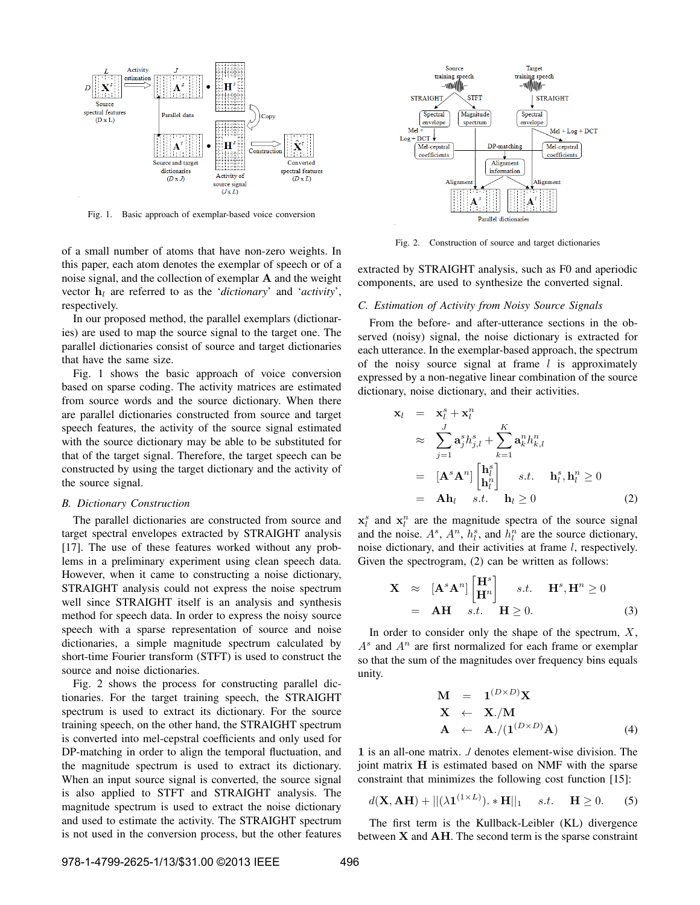Fig. 1. Basic approach of exemplar-based voice conversion

Fig. 2. Construction of source and target dictionaries

of a small number of atoms that have non-zero weights. In this paper, each atom denotes the exemplar of speech or of a noise signal, and the collection of exemplar $\mathbf{A}$ and the weight vector $\mathbf{h}_l$ are referred to as the '*dictionary*' and '*activity*', respectively.

In our proposed method, the parallel exemplars (dictionaries) are used to map the source signal to the target one. The parallel dictionaries consist of source and target dictionaries that have the same size.

Fig. 1 shows the basic approach of voice conversion based on sparse coding. The activity matrices are estimated from source words and the source dictionary. When there are parallel dictionaries constructed from source and target speech features, the activity of the source signal estimated with the source dictionary may be able to be substituted for that of the target signal. Therefore, the target speech can be constructed by using the target dictionary and the activity of the source signal.

### *B. Dictionary Construction*

The parallel dictionaries are constructed from source and target spectral envelopes extracted by STRAIGHT analysis [17]. The use of these features worked without any problems in a preliminary experiment using clean speech data. However, when it came to constructing a noise dictionary, STRAIGHT analysis could not express the noise spectrum well since STRAIGHT itself is an analysis and synthesis method for speech data. In order to express the noisy source speech with a sparse representation of source and noise dictionaries, a simple magnitude spectrum calculated by short-time Fourier transform (STFT) is used to construct the source and noise dictionaries.

Fig. 2 shows the process for constructing parallel dictionaries. For the target training speech, the STRAIGHT spectrum is used to extract its dictionary. For the source training speech, on the other hand, the STRAIGHT spectrum is converted into mel-cepstral coefficients and only used for DP-matching in order to align the temporal fluctuation, and the magnitude spectrum is used to extract its dictionary. When an input source signal is converted, the source signal is also applied to STFT and STRAIGHT analysis. The magnitude spectrum is used to extract the noise dictionary and used to estimate the activity. The STRAIGHT spectrum is not used in the conversion process, but the other features extracted by STRAIGHT analysis, such as F0 and aperiodic components, are used to synthesize the converted signal.

### *C. Estimation of Activity from Noisy Source Signals*

From the before- and after-utterance sections in the observed (noisy) signal, the noise dictionary is extracted for each utterance. In the exemplar-based approach, the spectrum of the noisy source signal at frame $l$ is approximately expressed by a non-negative linear combination of the source dictionary, noise dictionary, and their activities.

$$
\begin{aligned}
\mathbf{x}_l &= \mathbf{x}_l^s + \mathbf{x}_l^n \\
&\approx \sum_{j=1}^{J} \mathbf{a}_j^s h_{j,l}^s + \sum_{k=1}^{K} \mathbf{a}_k^n h_{k,l}^n \\
&= [\mathbf{A}^s \mathbf{A}^n] \begin{bmatrix} \mathbf{h}_l^s \\ \mathbf{h}_l^n \end{bmatrix} \quad s.t. \quad \mathbf{h}_l^s, \mathbf{h}_l^n \geq 0 \\
&= \mathbf{A}\mathbf{h}_l \quad s.t. \quad \mathbf{h}_l \geq 0
\end{aligned} \tag{2}
$$

$\mathbf{x}_l^s$ and $\mathbf{x}_l^n$ are the magnitude spectra of the source signal and the noise. $A^s$, $A^n$, $h_l^s$, and $h_l^n$ are the source dictionary, noise dictionary, and their activities at frame $l$, respectively. Given the spectrogram, (2) can be written as follows:

$$
\begin{aligned}
\mathbf{X} &\approx [\mathbf{A}^s \mathbf{A}^n] \begin{bmatrix} \mathbf{H}^s \\ \mathbf{H}^n \end{bmatrix} \quad s.t. \quad \mathbf{H}^s, \mathbf{H}^n \geq 0 \\
&= \mathbf{A}\mathbf{H} \quad s.t. \quad \mathbf{H} \geq 0.
\end{aligned} \tag{3}
$$

In order to consider only the shape of the spectrum, $X$, $A^s$ and $A^n$ are first normalized for each frame or exemplar so that the sum of the magnitudes over frequency bins equals unity.

$$
\begin{aligned}
\mathbf{M} &= \mathbf{1}^{(D \times D)} \mathbf{X} \\
\mathbf{X} &\leftarrow \mathbf{X}./\mathbf{M} \\
\mathbf{A} &\leftarrow \mathbf{A}./(\mathbf{1}^{(D \times D)} \mathbf{A})
\end{aligned} \tag{4}
$$

$\mathbf{1}$ is an all-one matrix. ./ denotes element-wise division. The joint matrix $\mathbf{H}$ is estimated based on NMF with the sparse constraint that minimizes the following cost function [15]:

$$
d(\mathbf{X}, \mathbf{A}\mathbf{H}) + ||(\lambda \mathbf{1}^{(1 \times L)}). * \mathbf{H}||_1 \quad s.t. \quad \mathbf{H} \geq 0. \tag{5}
$$

The first term is the Kullback-Leibler (KL) divergence between $\mathbf{X}$ and $\mathbf{A}\mathbf{H}$. The second term is the sparse constraint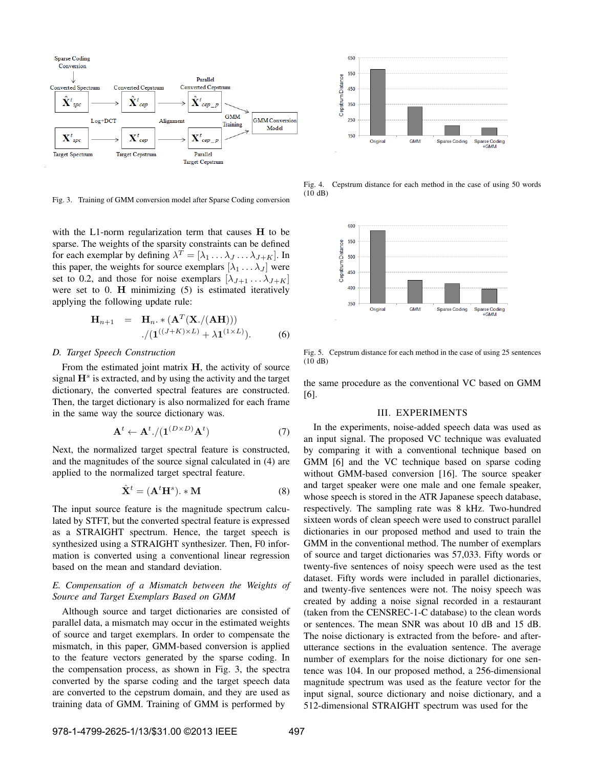Fig. 3. Training of GMM conversion model after Sparse Coding conversion

with the L1-norm regularization term that causes $\mathbf{H}$ to be sparse. The weights of the sparsity constraints can be defined for each exemplar by defining $\lambda^T = [\lambda_1 \dots \lambda_J \dots \lambda_{J+K}]$. In this paper, the weights for source exemplars $[\lambda_1 \dots \lambda_J]$ were set to 0.2, and those for noise exemplars $[\lambda_{J+1} \dots \lambda_{J+K}]$ were set to 0. $\mathbf{H}$ minimizing (5) is estimated iteratively applying the following update rule:

$$\mathbf{H}_{n+1} = \mathbf{H}_n . * (\mathbf{A}^T(\mathbf{X}./(\mathbf{A}\mathbf{H}))) ./(\mathbf{1}^{((J+K)\times L)} + \lambda \mathbf{1}^{(1\times L)}). \quad (6)$$

### D. Target Speech Construction

From the estimated joint matrix $\mathbf{H}$, the activity of source signal $\mathbf{H}^s$ is extracted, and by using the activity and the target dictionary, the converted spectral features are constructed. Then, the target dictionary is also normalized for each frame in the same way the source dictionary was.

$$\mathbf{A}^t \leftarrow \mathbf{A}^t./(\mathbf{1}^{(D\times D)}\mathbf{A}^t) \quad (7)$$

Next, the normalized target spectral feature is constructed, and the magnitudes of the source signal calculated in (4) are applied to the normalized target spectral feature.

$$\hat{\mathbf{X}}^t = (\mathbf{A}^t\mathbf{H}^s). * \mathbf{M} \quad (8)$$

The input source feature is the magnitude spectrum calculated by STFT, but the converted spectral feature is expressed as a STRAIGHT spectrum. Hence, the target speech is synthesized using a STRAIGHT synthesizer. Then, F0 information is converted using a conventional linear regression based on the mean and standard deviation.

### E. Compensation of a Mismatch between the Weights of Source and Target Exemplars Based on GMM

Although source and target dictionaries are consisted of parallel data, a mismatch may occur in the estimated weights of source and target exemplars. In order to compensate the mismatch, in this paper, GMM-based conversion is applied to the feature vectors generated by the sparse coding. In the compensation process, as shown in Fig. 3, the spectra converted by the sparse coding and the target speech data are converted to the cepstrum domain, and they are used as training data of GMM. Training of GMM is performed by the same procedure as the conventional VC based on GMM [6].

Fig. 4. Cepstrum distance for each method in the case of using 50 words (10 dB)

Fig. 5. Cepstrum distance for each method in the case of using 25 sentences (10 dB)

## III. EXPERIMENTS

In the experiments, noise-added speech data was used as an input signal. The proposed VC technique was evaluated by comparing it with a conventional technique based on GMM [6] and the VC technique based on sparse coding without GMM-based conversion [16]. The source speaker and target speaker were one male and one female speaker, whose speech is stored in the ATR Japanese speech database, respectively. The sampling rate was 8 kHz. Two-hundred sixteen words of clean speech were used to construct parallel dictionaries in our proposed method and used to train the GMM in the conventional method. The number of exemplars of source and target dictionaries was 57,033. Fifty words or twenty-five sentences of noisy speech were used as the test dataset. Fifty words were included in parallel dictionaries, and twenty-five sentences were not. The noisy speech was created by adding a noise signal recorded in a restaurant (taken from the CENSREC-1-C database) to the clean words or sentences. The mean SNR was about 10 dB and 15 dB. The noise dictionary is extracted from the before- and after-utterance sections in the evaluation sentence. The average number of exemplars for the noise dictionary for one sentence was 104. In our proposed method, a 256-dimensional magnitude spectrum was used as the feature vector for the input signal, source dictionary and noise dictionary, and a 512-dimensional STRAIGHT spectrum was used for the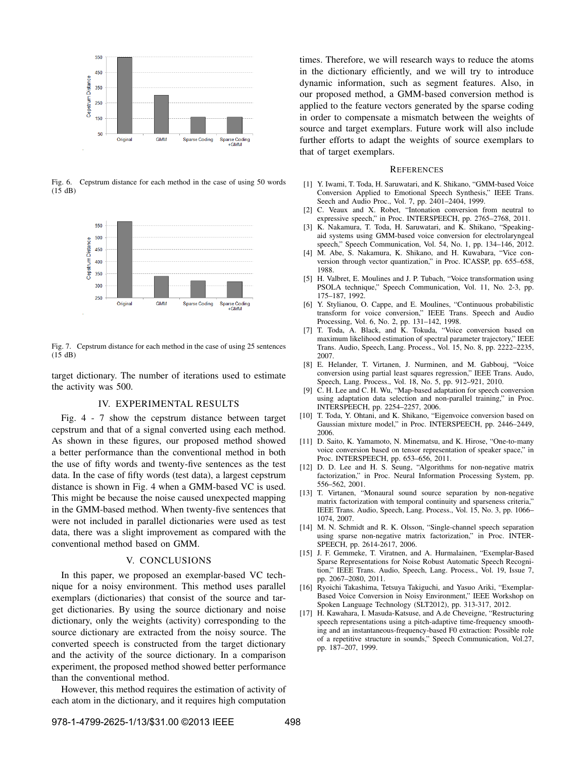550
450
350
250
150
50
Cepstrum Distance
Original
GMM
Sparse Coding
Sparse Coding +GMM

Fig. 6. Cepstrum distance for each method in the case of using 50 words (15 dB)

550
500
450
400
350
300
250
Cepstrum Distance
Original
GMM
Sparse Coding
Sparse Coding +GMM

Fig. 7. Cepstrum distance for each method in the case of using 25 sentences (15 dB)

target dictionary. The number of iterations used to estimate the activity was 500.

## IV. EXPERIMENTAL RESULTS

Fig. 4 - 7 show the cepstrum distance between target cepstrum and that of a signal converted using each method. As shown in these figures, our proposed method showed a better performance than the conventional method in both the use of fifty words and twenty-five sentences as the test data. In the case of fifty words (test data), a largest cepstrum distance is shown in Fig. 4 when a GMM-based VC is used. This might be because the noise caused unexpected mapping in the GMM-based method. When twenty-five sentences that were not included in parallel dictionaries were used as test data, there was a slight improvement as compared with the conventional method based on GMM.

## V. CONCLUSIONS

In this paper, we proposed an exemplar-based VC technique for a noisy environment. This method uses parallel exemplars (dictionaries) that consist of the source and target dictionaries. By using the source dictionary and noise dictionary, only the weights (activity) corresponding to the source dictionary are extracted from the noisy source. The converted speech is constructed from the target dictionary and the activity of the source dictionary. In a comparison experiment, the proposed method showed better performance than the conventional method.

However, this method requires the estimation of activity of each atom in the dictionary, and it requires high computation times. Therefore, we will research ways to reduce the atoms in the dictionary efficiently, and we will try to introduce dynamic information, such as segment features. Also, in our proposed method, a GMM-based conversion method is applied to the feature vectors generated by the sparse coding in order to compensate a mismatch between the weights of source and target exemplars. Future work will also include further efforts to adapt the weights of source exemplars to that of target exemplars.

## REFERENCES

[1] Y. Iwami, T. Toda, H. Saruwatari, and K. Shikano, "GMM-based Voice Conversion Applied to Emotional Speech Synthesis," IEEE Trans. Seech and Audio Proc., Vol. 7, pp. 2401–2404, 1999.

[2] C. Veaux and X. Robet, "Intonation conversion from neutral to expressive speech," in Proc. INTERSPEECH, pp. 2765–2768, 2011.

[3] K. Nakamura, T. Toda, H. Saruwatari, and K. Shikano, "Speaking-aid systems using GMM-based voice conversion for electrolaryngeal speech," Speech Communication, Vol. 54, No. 1, pp. 134–146, 2012.

[4] M. Abe, S. Nakamura, K. Shikano, and H. Kuwabara, "Vice conversion through vector quantization," in Proc. ICASSP, pp. 655–658, 1988.

[5] H. Valbret, E. Moulines and J. P. Tubach, "Voice transformation using PSOLA technique," Speech Communication, Vol. 11, No. 2-3, pp. 175–187, 1992.

[6] Y. Stylianou, O. Cappe, and E. Moulines, "Continuous probabilistic transform for voice conversion," IEEE Trans. Speech and Audio Processing, Vol. 6, No. 2, pp. 131–142, 1998.

[7] T. Toda, A. Black, and K. Tokuda, "Voice conversion based on maximum likelihood estimation of spectral parameter trajectory," IEEE Trans. Audio, Speech, Lang. Process., Vol. 15, No. 8, pp. 2222–2235, 2007.

[8] E. Helander, T. Virtanen, J. Nurminen, and M. Gabbouj, "Voice conversion using partial least squares regression," IEEE Trans. Audo, Speech, Lang. Process., Vol. 18, No. 5, pp. 912–921, 2010.

[9] C. H. Lee and C. H. Wu, "Map-based adaptation for speech conversion using adaptation data selection and non-parallel training," in Proc. INTERSPEECH, pp. 2254–2257, 2006.

[10] T. Toda, Y. Ohtani, and K. Shikano, "Eigenvoice conversion based on Gaussian mixture model," in Proc. INTERSPEECH, pp. 2446–2449, 2006.

[11] D. Saito, K. Yamamoto, N. Minematsu, and K. Hirose, "One-to-many voice conversion based on tensor representation of speaker space," in Proc. INTERSPEECH, pp. 653–656, 2011.

[12] D. D. Lee and H. S. Seung, "Algorithms for non-negative matrix factorization," in Proc. Neural Information Processing System, pp. 556–562, 2001.

[13] T. Virtanen, "Monaural sound source separation by non-negative matrix factorization with temporal continuity and sparseness criteria," IEEE Trans. Audio, Speech, Lang. Process., Vol. 15, No. 3, pp. 1066–1074, 2007.

[14] M. N. Schmidt and R. K. Olsson, "Single-channel speech separation using sparse non-negative matrix factorization," in Proc. INTERSPEECH, pp. 2614-2617, 2006.

[15] J. F. Gemmeke, T. Viratnen, and A. Hurmalainen, "Exemplar-Based Sparse Representations for Noise Robust Automatic Speech Recognition," IEEE Trans. Audio, Speech, Lang. Process., Vol. 19, Issue 7, pp. 2067–2080, 2011.

[16] Ryoichi Takashima, Tetsuya Takiguchi, and Yasuo Ariki, "Exemplar-Based Voice Conversion in Noisy Environment," IEEE Workshop on Spoken Language Technology (SLT2012), pp. 313-317, 2012.

[17] H. Kawahara, I. Masuda-Katsuse, and A.de Cheveigne, "Restructuring speech representations using a pitch-adaptive time-frequency smoothing and an instantaneous-frequency-based F0 extraction: Possible role of a repetitive structure in sounds," Speech Communication, Vol.27, pp. 187–207, 1999.